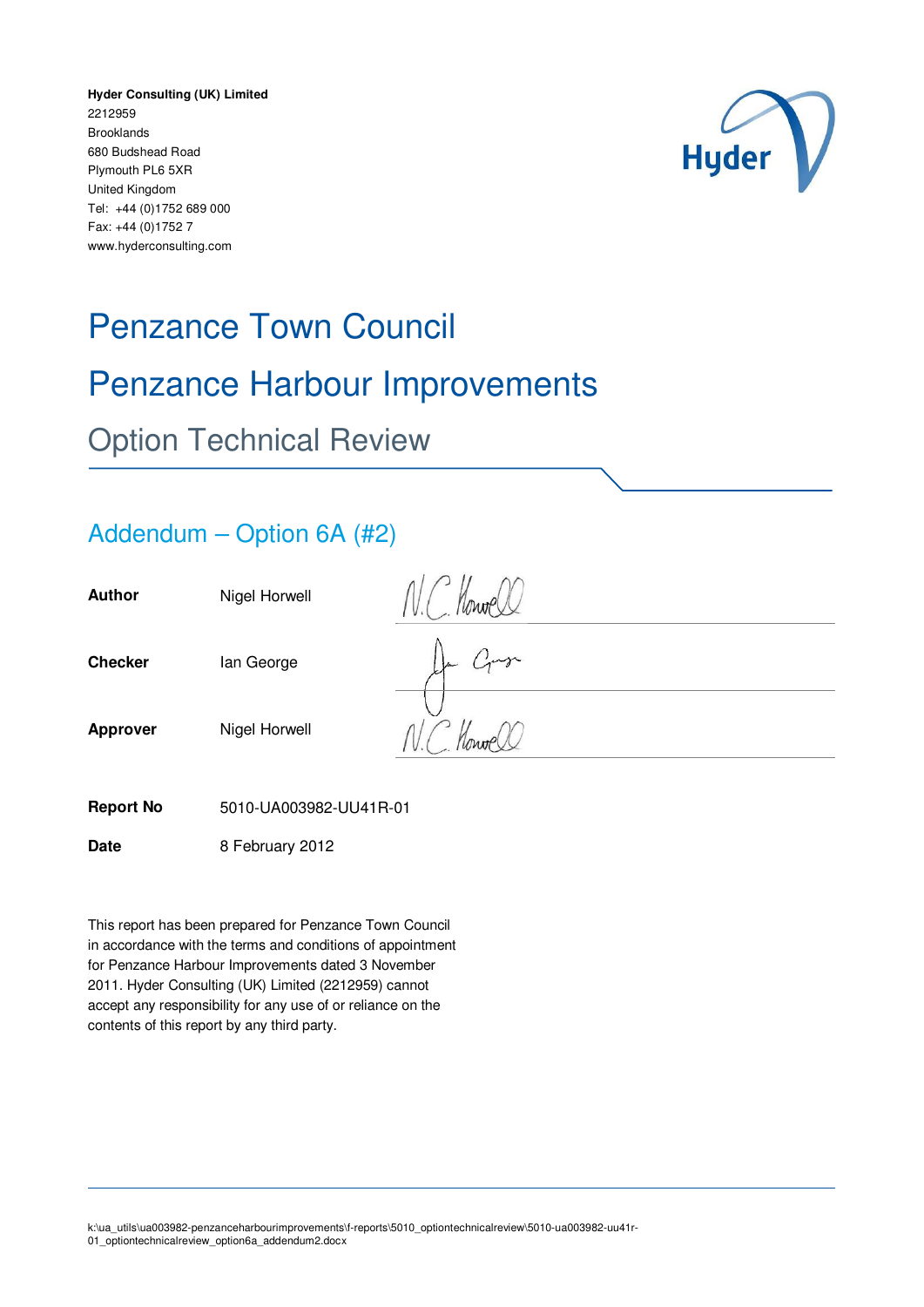**Hyder Consulting (UK) Limited**
2212959
Brooklands
680 Budshead Road
Plymouth PL6 5XR
United Kingdom
Tel: +44 (0)1752 689 000
Fax: +44 (0)1752 7
www.hyderconsulting.com

# Penzance Town Council

# Penzance Harbour Improvements

## Option Technical Review

## Addendum – Option 6A (#2)

| | | |
|---|---|---|
| **Author** | Nigel Horwell | N.C. Horwell |
| **Checker** | Ian George | Ian George |
| **Approver** | Nigel Horwell | N.C. Horwell |

**Report No** 5010-UA003982-UU41R-01

**Date** 8 February 2012

This report has been prepared for Penzance Town Council in accordance with the terms and conditions of appointment for Penzance Harbour Improvements dated 3 November 2011. Hyder Consulting (UK) Limited (2212959) cannot accept any responsibility for any use of or reliance on the contents of this report by any third party.

k:\ua_utils\ua003982-penzanceharbourimprovements\f-reports\5010_optiontechnicalreview\5010-ua003982-uu41r-01_optiontechnicalreview_option6a_addendum2.docx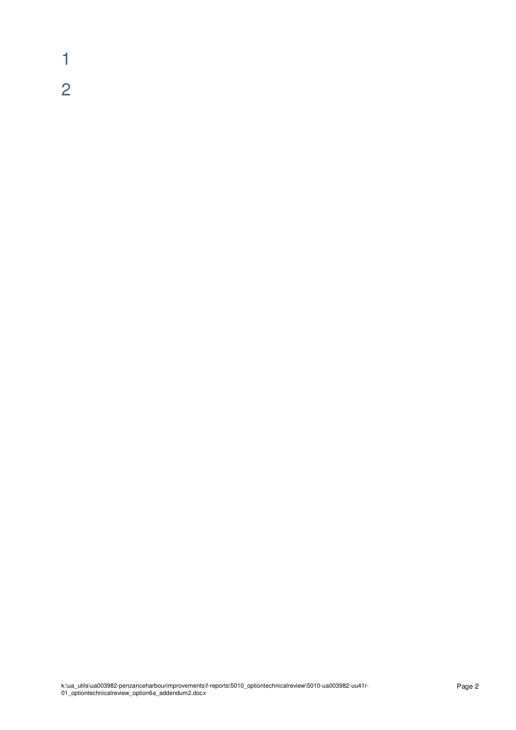1

2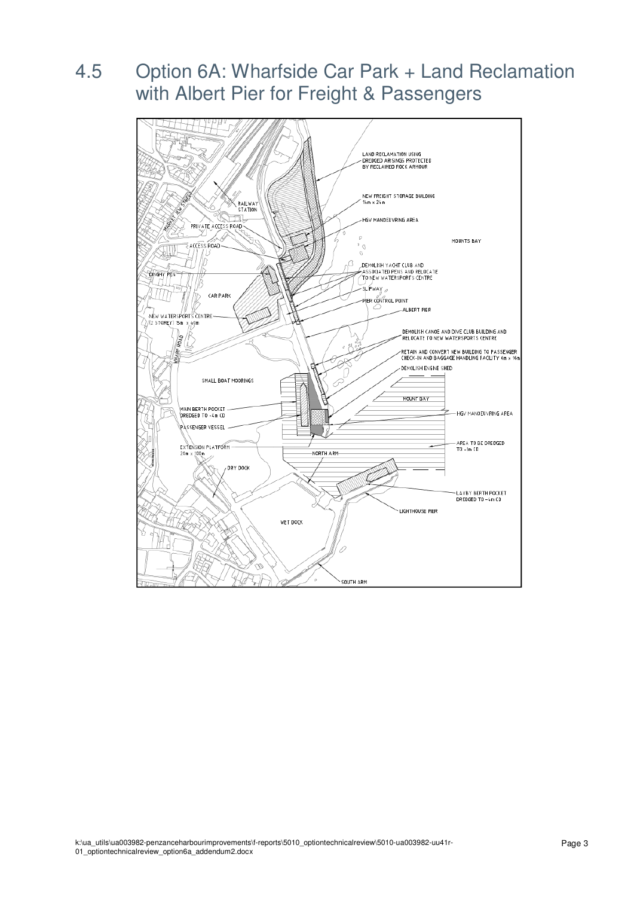## 4.5 Option 6A: Wharfside Car Park + Land Reclamation with Albert Pier for Freight & Passengers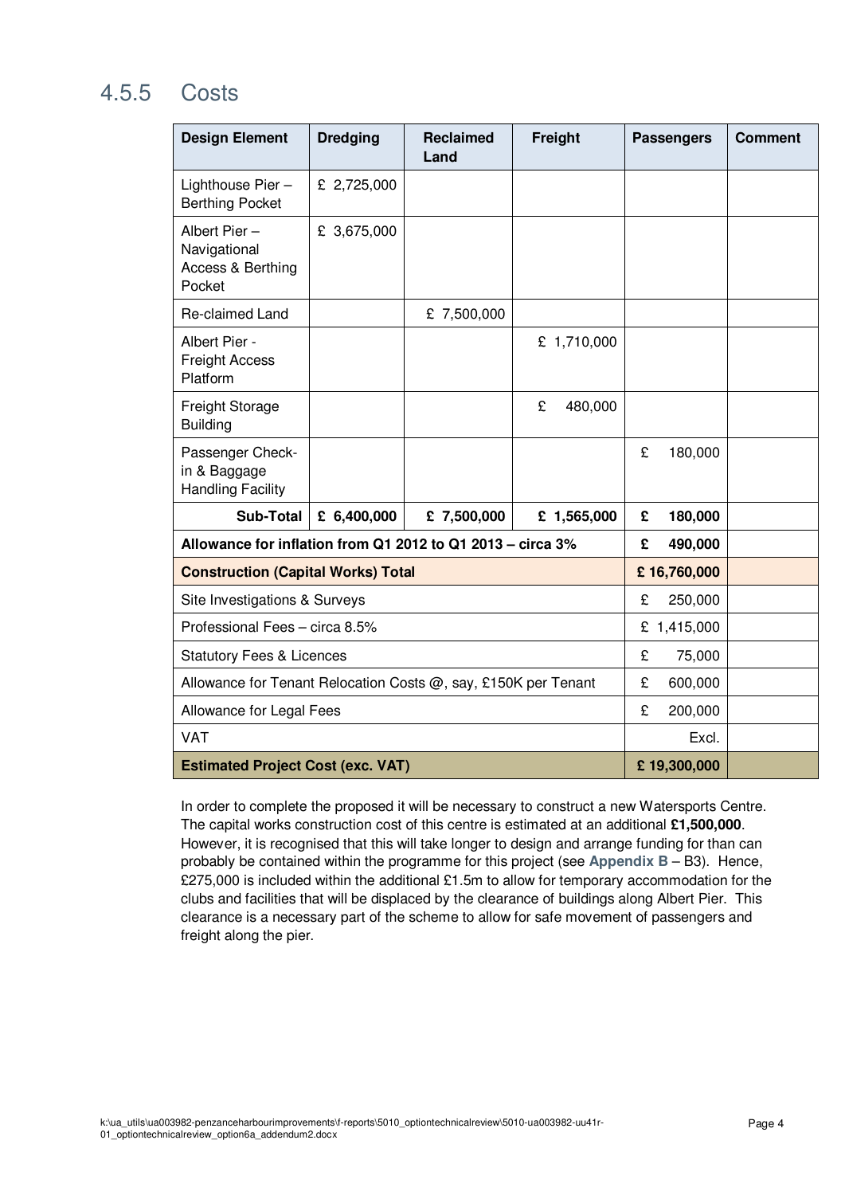### 4.5.5 Costs

| Design Element | Dredging | Reclaimed Land | Freight | Passengers | Comment |
|---|---|---|---|---|---|
| Lighthouse Pier – Berthing Pocket | £ 2,725,000 | | | | |
| Albert Pier – Navigational Access & Berthing Pocket | £ 3,675,000 | | | | |
| Re-claimed Land | | £ 7,500,000 | | | |
| Albert Pier - Freight Access Platform | | | £ 1,710,000 | | |
| Freight Storage Building | | | £ 480,000 | | |
| Passenger Check-in & Baggage Handling Facility | | | | £ 180,000 | |
| **Sub-Total** | **£ 6,400,000** | **£ 7,500,000** | **£ 1,565,000** | **£ 180,000** | |
| **Allowance for inflation from Q1 2012 to Q1 2013 – circa 3%** | | | | **£ 490,000** | |
| **Construction (Capital Works) Total** | | | | **£ 16,760,000** | |
| Site Investigations & Surveys | | | | £ 250,000 | |
| Professional Fees – circa 8.5% | | | | £ 1,415,000 | |
| Statutory Fees & Licences | | | | £ 75,000 | |
| Allowance for Tenant Relocation Costs @, say, £150K per Tenant | | | | £ 600,000 | |
| Allowance for Legal Fees | | | | £ 200,000 | |
| VAT | | | | Excl. | |
| **Estimated Project Cost (exc. VAT)** | | | | **£ 19,300,000** | |

In order to complete the proposed it will be necessary to construct a new Watersports Centre. The capital works construction cost of this centre is estimated at an additional **£1,500,000**. However, it is recognised that this will take longer to design and arrange funding for than can probably be contained within the programme for this project (see **Appendix B** – B3). Hence, £275,000 is included within the additional £1.5m to allow for temporary accommodation for the clubs and facilities that will be displaced by the clearance of buildings along Albert Pier. This clearance is a necessary part of the scheme to allow for safe movement of passengers and freight along the pier.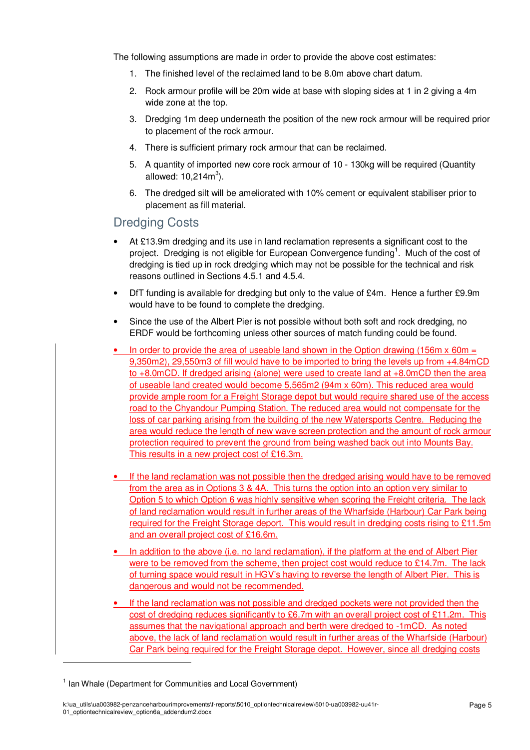The following assumptions are made in order to provide the above cost estimates:

1. The finished level of the reclaimed land to be 8.0m above chart datum.
2. Rock armour profile will be 20m wide at base with sloping sides at 1 in 2 giving a 4m wide zone at the top.
3. Dredging 1m deep underneath the position of the new rock armour will be required prior to placement of the rock armour.
4. There is sufficient primary rock armour that can be reclaimed.
5. A quantity of imported new core rock armour of 10 - 130kg will be required (Quantity allowed: 10,214m$^3$).
6. The dredged silt will be ameliorated with 10% cement or equivalent stabiliser prior to placement as fill material.

## Dredging Costs

- At £13.9m dredging and its use in land reclamation represents a significant cost to the project. Dredging is not eligible for European Convergence funding[1]. Much of the cost of dredging is tied up in rock dredging which may not be possible for the technical and risk reasons outlined in Sections 4.5.1 and 4.5.4.
- DfT funding is available for dredging but only to the value of £4m. Hence a further £9.9m would have to be found to complete the dredging.
- Since the use of the Albert Pier is not possible without both soft and rock dredging, no ERDF would be forthcoming unless other sources of match funding could be found.
- In order to provide the area of useable land shown in the Option drawing (156m x 60m = 9,350m2), 29,550m3 of fill would have to be imported to bring the levels up from +4.84mCD to +8.0mCD. If dredged arising (alone) were used to create land at +8.0mCD then the area of useable land created would become 5,565m2 (94m x 60m). This reduced area would provide ample room for a Freight Storage depot but would require shared use of the access road to the Chyandour Pumping Station. The reduced area would not compensate for the loss of car parking arising from the building of the new Watersports Centre. Reducing the area would reduce the length of new wave screen protection and the amount of rock armour protection required to prevent the ground from being washed back out into Mounts Bay. This results in a new project cost of £16.3m.
- If the land reclamation was not possible then the dredged arising would have to be removed from the area as in Options 3 & 4A. This turns the option into an option very similar to Option 5 to which Option 6 was highly sensitive when scoring the Freight criteria. The lack of land reclamation would result in further areas of the Wharfside (Harbour) Car Park being required for the Freight Storage depot. This would result in dredging costs rising to £11.5m and an overall project cost of £16.6m.
- In addition to the above (i.e. no land reclamation), if the platform at the end of Albert Pier were to be removed from the scheme, then project cost would reduce to £14.7m. The lack of turning space would result in HGV's having to reverse the length of Albert Pier. This is dangerous and would not be recommended.
- If the land reclamation was not possible and dredged pockets were not provided then the cost of dredging reduces significantly to £6.7m with an overall project cost of £11.2m. This assumes that the navigational approach and berth were dredged to -1mCD. As noted above, the lack of land reclamation would result in further areas of the Wharfside (Harbour) Car Park being required for the Freight Storage depot. However, since all dredging costs

[1] Ian Whale (Department for Communities and Local Government)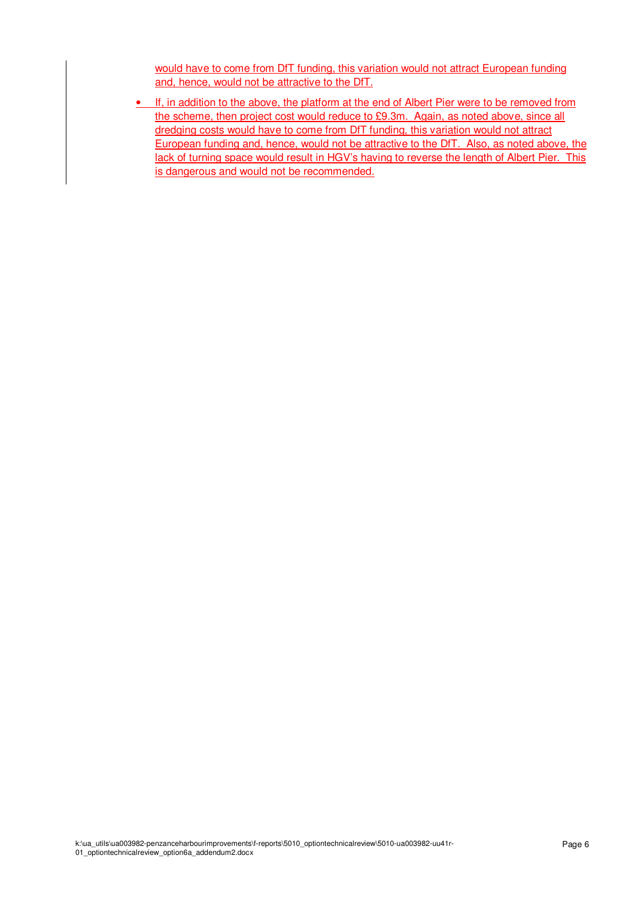would have to come from DfT funding, this variation would not attract European funding and, hence, would not be attractive to the DfT.

- If, in addition to the above, the platform at the end of Albert Pier were to be removed from the scheme, then project cost would reduce to £9.3m. Again, as noted above, since all dredging costs would have to come from DfT funding, this variation would not attract European funding and, hence, would not be attractive to the DfT. Also, as noted above, the lack of turning space would result in HGV's having to reverse the length of Albert Pier. This is dangerous and would not be recommended.